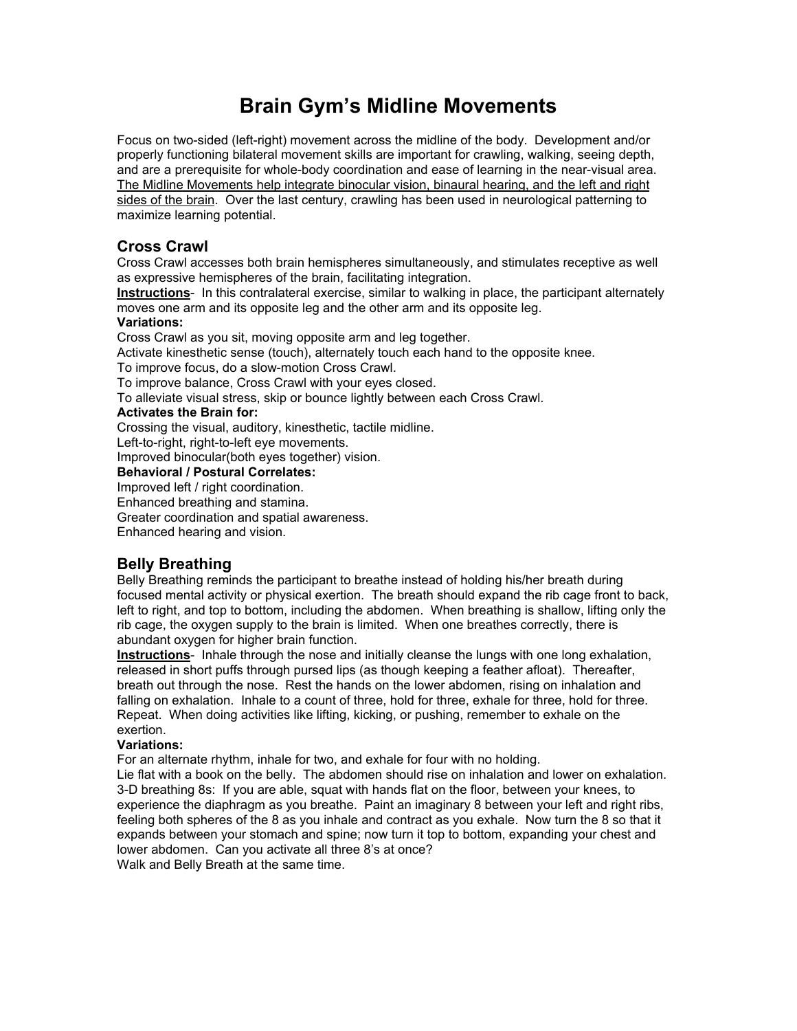# Brain Gym's Midline Movements

Focus on two-sided (left-right) movement across the midline of the body. Development and/or properly functioning bilateral movement skills are important for crawling, walking, seeing depth, and are a prerequisite for whole-body coordination and ease of learning in the near-visual area. <u>The Midline Movements help integrate binocular vision, binaural hearing, and the left and right sides of the brain</u>. Over the last century, crawling has been used in neurological patterning to maximize learning potential.

## Cross Crawl

Cross Crawl accesses both brain hemispheres simultaneously, and stimulates receptive as well as expressive hemispheres of the brain, facilitating integration.

**<u>Instructions</u>**- In this contralateral exercise, similar to walking in place, the participant alternately moves one arm and its opposite leg and the other arm and its opposite leg.

**Variations:**

Cross Crawl as you sit, moving opposite arm and leg together.
Activate kinesthetic sense (touch), alternately touch each hand to the opposite knee.
To improve focus, do a slow-motion Cross Crawl.
To improve balance, Cross Crawl with your eyes closed.
To alleviate visual stress, skip or bounce lightly between each Cross Crawl.

**Activates the Brain for:**

Crossing the visual, auditory, kinesthetic, tactile midline.
Left-to-right, right-to-left eye movements.
Improved binocular(both eyes together) vision.

**Behavioral / Postural Correlates:**

Improved left / right coordination.
Enhanced breathing and stamina.
Greater coordination and spatial awareness.
Enhanced hearing and vision.

## Belly Breathing

Belly Breathing reminds the participant to breathe instead of holding his/her breath during focused mental activity or physical exertion. The breath should expand the rib cage front to back, left to right, and top to bottom, including the abdomen. When breathing is shallow, lifting only the rib cage, the oxygen supply to the brain is limited. When one breathes correctly, there is abundant oxygen for higher brain function.

**<u>Instructions</u>**- Inhale through the nose and initially cleanse the lungs with one long exhalation, released in short puffs through pursed lips (as though keeping a feather afloat). Thereafter, breath out through the nose. Rest the hands on the lower abdomen, rising on inhalation and falling on exhalation. Inhale to a count of three, hold for three, exhale for three, hold for three. Repeat. When doing activities like lifting, kicking, or pushing, remember to exhale on the exertion.

**Variations:**

For an alternate rhythm, inhale for two, and exhale for four with no holding.
Lie flat with a book on the belly. The abdomen should rise on inhalation and lower on exhalation.
3-D breathing 8s: If you are able, squat with hands flat on the floor, between your knees, to experience the diaphragm as you breathe. Paint an imaginary 8 between your left and right ribs, feeling both spheres of the 8 as you inhale and contract as you exhale. Now turn the 8 so that it expands between your stomach and spine; now turn it top to bottom, expanding your chest and lower abdomen. Can you activate all three 8's at once?
Walk and Belly Breath at the same time.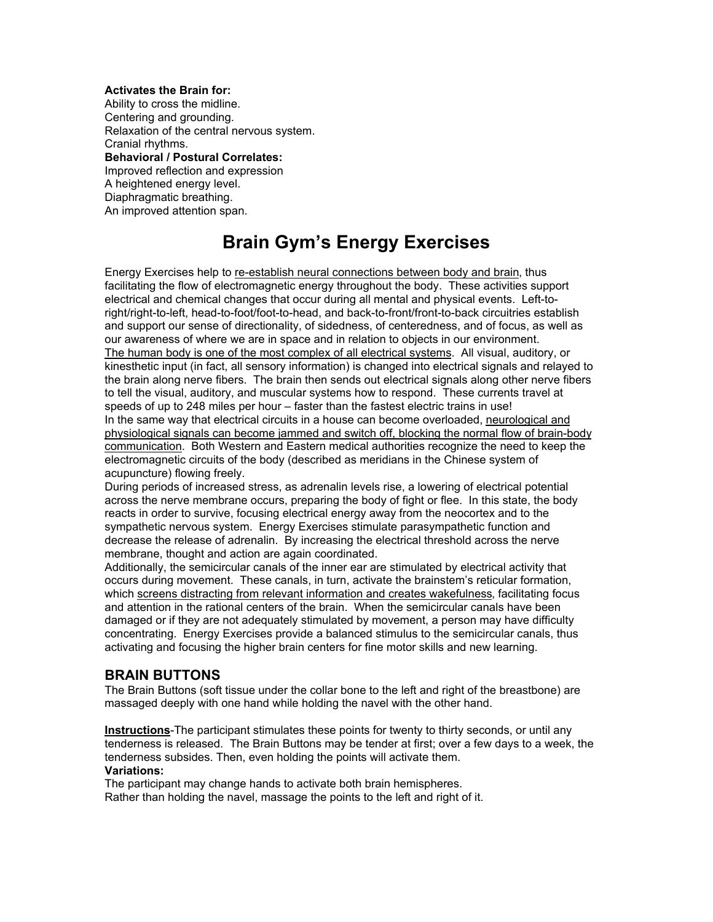**Activates the Brain for:**
Ability to cross the midline.
Centering and grounding.
Relaxation of the central nervous system.
Cranial rhythms.
**Behavioral / Postural Correlates:**
Improved reflection and expression
A heightened energy level.
Diaphragmatic breathing.
An improved attention span.

# Brain Gym's Energy Exercises

Energy Exercises help to <u>re-establish neural connections between body and brain</u>, thus facilitating the flow of electromagnetic energy throughout the body. These activities support electrical and chemical changes that occur during all mental and physical events. Left-to-right/right-to-left, head-to-foot/foot-to-head, and back-to-front/front-to-back circuitries establish and support our sense of directionality, of sidedness, of centeredness, and of focus, as well as our awareness of where we are in space and in relation to objects in our environment.
<u>The human body is one of the most complex of all electrical systems</u>. All visual, auditory, or kinesthetic input (in fact, all sensory information) is changed into electrical signals and relayed to the brain along nerve fibers. The brain then sends out electrical signals along other nerve fibers to tell the visual, auditory, and muscular systems how to respond. These currents travel at speeds of up to 248 miles per hour – faster than the fastest electric trains in use!
In the same way that electrical circuits in a house can become overloaded, <u>neurological and physiological signals can become jammed and switch off, blocking the normal flow of brain-body communication</u>. Both Western and Eastern medical authorities recognize the need to keep the electromagnetic circuits of the body (described as meridians in the Chinese system of acupuncture) flowing freely.
During periods of increased stress, as adrenalin levels rise, a lowering of electrical potential across the nerve membrane occurs, preparing the body of fight or flee. In this state, the body reacts in order to survive, focusing electrical energy away from the neocortex and to the sympathetic nervous system. Energy Exercises stimulate parasympathetic function and decrease the release of adrenalin. By increasing the electrical threshold across the nerve membrane, thought and action are again coordinated.
Additionally, the semicircular canals of the inner ear are stimulated by electrical activity that occurs during movement. These canals, in turn, activate the brainstem's reticular formation, which <u>screens distracting from relevant information and creates wakefulness</u>, facilitating focus and attention in the rational centers of the brain. When the semicircular canals have been damaged or if they are not adequately stimulated by movement, a person may have difficulty concentrating. Energy Exercises provide a balanced stimulus to the semicircular canals, thus activating and focusing the higher brain centers for fine motor skills and new learning.

## BRAIN BUTTONS

The Brain Buttons (soft tissue under the collar bone to the left and right of the breastbone) are massaged deeply with one hand while holding the navel with the other hand.

**<u>Instructions</u>**-The participant stimulates these points for twenty to thirty seconds, or until any tenderness is released. The Brain Buttons may be tender at first; over a few days to a week, the tenderness subsides. Then, even holding the points will activate them.
**Variations:**
The participant may change hands to activate both brain hemispheres.
Rather than holding the navel, massage the points to the left and right of it.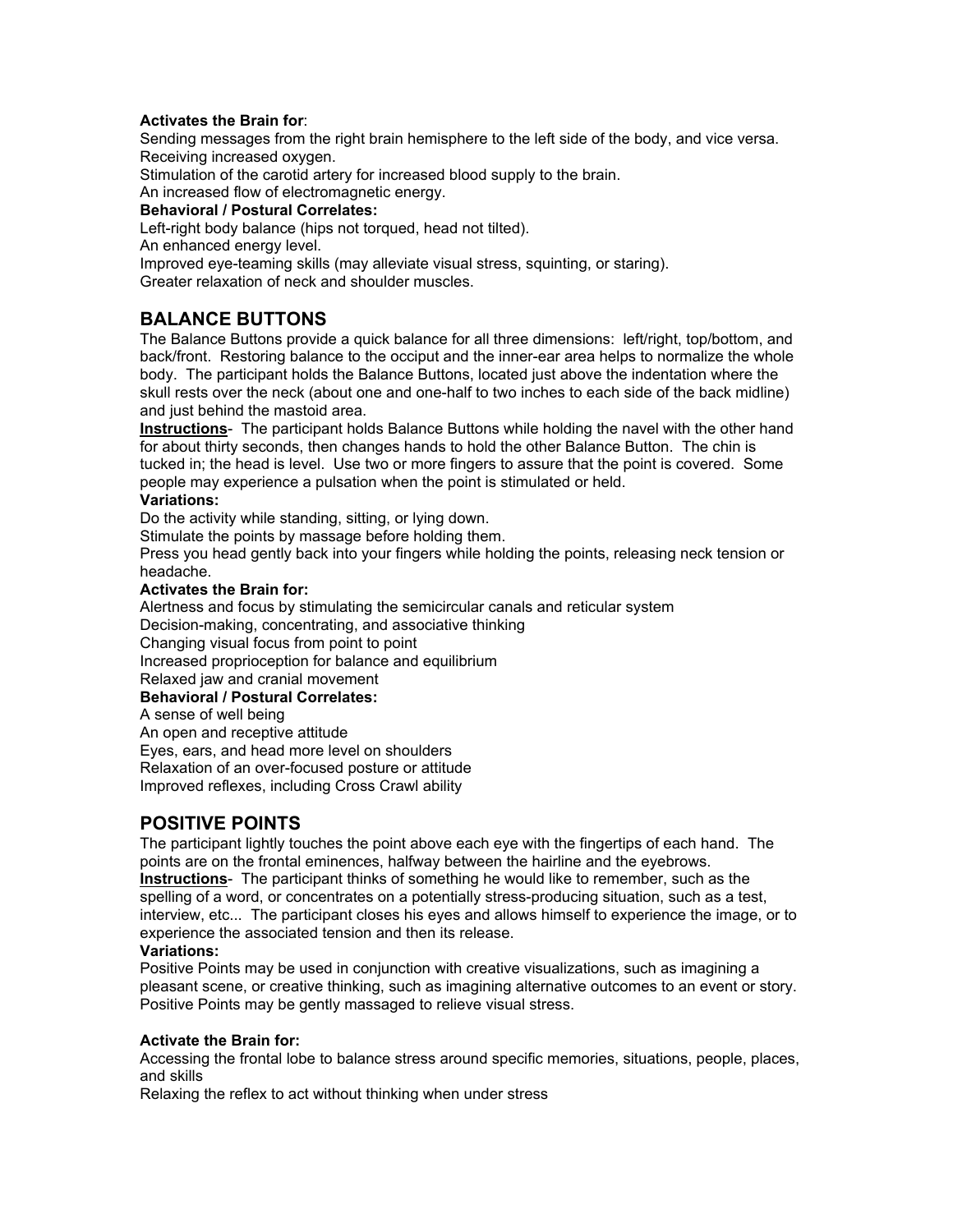**Activates the Brain for**:
Sending messages from the right brain hemisphere to the left side of the body, and vice versa.
Receiving increased oxygen.
Stimulation of the carotid artery for increased blood supply to the brain.
An increased flow of electromagnetic energy.

**Behavioral / Postural Correlates:**
Left-right body balance (hips not torqued, head not tilted).
An enhanced energy level.
Improved eye-teaming skills (may alleviate visual stress, squinting, or staring).
Greater relaxation of neck and shoulder muscles.

## BALANCE BUTTONS

The Balance Buttons provide a quick balance for all three dimensions: left/right, top/bottom, and back/front. Restoring balance to the occiput and the inner-ear area helps to normalize the whole body. The participant holds the Balance Buttons, located just above the indentation where the skull rests over the neck (about one and one-half to two inches to each side of the back midline) and just behind the mastoid area.

**Instructions**- The participant holds Balance Buttons while holding the navel with the other hand for about thirty seconds, then changes hands to hold the other Balance Button. The chin is tucked in; the head is level. Use two or more fingers to assure that the point is covered. Some people may experience a pulsation when the point is stimulated or held.

**Variations:**
Do the activity while standing, sitting, or lying down.
Stimulate the points by massage before holding them.
Press you head gently back into your fingers while holding the points, releasing neck tension or headache.

**Activates the Brain for:**
Alertness and focus by stimulating the semicircular canals and reticular system
Decision-making, concentrating, and associative thinking
Changing visual focus from point to point
Increased proprioception for balance and equilibrium
Relaxed jaw and cranial movement

**Behavioral / Postural Correlates:**
A sense of well being
An open and receptive attitude
Eyes, ears, and head more level on shoulders
Relaxation of an over-focused posture or attitude
Improved reflexes, including Cross Crawl ability

## POSITIVE POINTS

The participant lightly touches the point above each eye with the fingertips of each hand. The points are on the frontal eminences, halfway between the hairline and the eyebrows.

**Instructions**- The participant thinks of something he would like to remember, such as the spelling of a word, or concentrates on a potentially stress-producing situation, such as a test, interview, etc... The participant closes his eyes and allows himself to experience the image, or to experience the associated tension and then its release.

**Variations:**
Positive Points may be used in conjunction with creative visualizations, such as imagining a pleasant scene, or creative thinking, such as imagining alternative outcomes to an event or story.
Positive Points may be gently massaged to relieve visual stress.

**Activate the Brain for:**
Accessing the frontal lobe to balance stress around specific memories, situations, people, places, and skills
Relaxing the reflex to act without thinking when under stress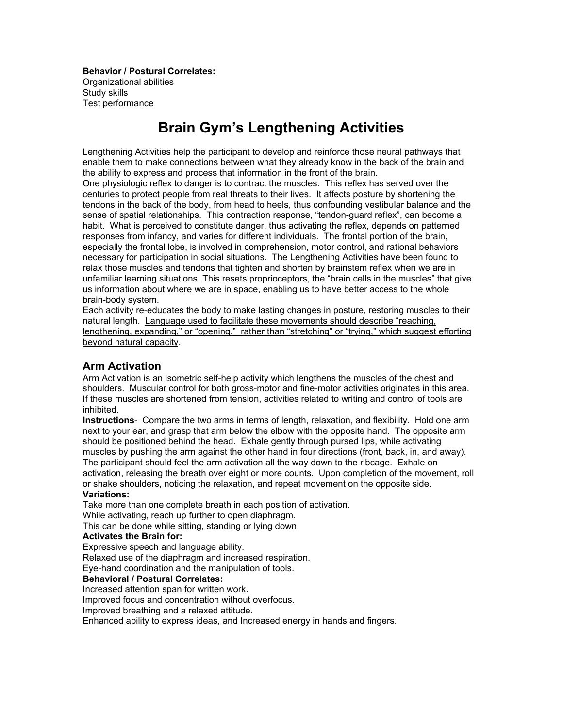**Behavior / Postural Correlates:**

Organizational abilities
Study skills
Test performance

# Brain Gym's Lengthening Activities

Lengthening Activities help the participant to develop and reinforce those neural pathways that enable them to make connections between what they already know in the back of the brain and the ability to express and process that information in the front of the brain.

One physiologic reflex to danger is to contract the muscles. This reflex has served over the centuries to protect people from real threats to their lives. It affects posture by shortening the tendons in the back of the body, from head to heels, thus confounding vestibular balance and the sense of spatial relationships. This contraction response, "tendon-guard reflex", can become a habit. What is perceived to constitute danger, thus activating the reflex, depends on patterned responses from infancy, and varies for different individuals. The frontal portion of the brain, especially the frontal lobe, is involved in comprehension, motor control, and rational behaviors necessary for participation in social situations. The Lengthening Activities have been found to relax those muscles and tendons that tighten and shorten by brainstem reflex when we are in unfamiliar learning situations. This resets proprioceptors, the "brain cells in the muscles" that give us information about where we are in space, enabling us to have better access to the whole brain-body system.

Each activity re-educates the body to make lasting changes in posture, restoring muscles to their natural length. <u>Language used to facilitate these movements should describe "reaching, lengthening, expanding," or "opening," rather than "stretching" or "trying," which suggest efforting beyond natural capacity</u>.

## Arm Activation

Arm Activation is an isometric self-help activity which lengthens the muscles of the chest and shoulders. Muscular control for both gross-motor and fine-motor activities originates in this area. If these muscles are shortened from tension, activities related to writing and control of tools are inhibited.

**Instructions**- Compare the two arms in terms of length, relaxation, and flexibility. Hold one arm next to your ear, and grasp that arm below the elbow with the opposite hand. The opposite arm should be positioned behind the head. Exhale gently through pursed lips, while activating muscles by pushing the arm against the other hand in four directions (front, back, in, and away). The participant should feel the arm activation all the way down to the ribcage. Exhale on activation, releasing the breath over eight or more counts. Upon completion of the movement, roll or shake shoulders, noticing the relaxation, and repeat movement on the opposite side.

**Variations:**

Take more than one complete breath in each position of activation.
While activating, reach up further to open diaphragm.
This can be done while sitting, standing or lying down.

**Activates the Brain for:**

Expressive speech and language ability.
Relaxed use of the diaphragm and increased respiration.
Eye-hand coordination and the manipulation of tools.

**Behavioral / Postural Correlates:**

Increased attention span for written work.
Improved focus and concentration without overfocus.
Improved breathing and a relaxed attitude.
Enhanced ability to express ideas, and Increased energy in hands and fingers.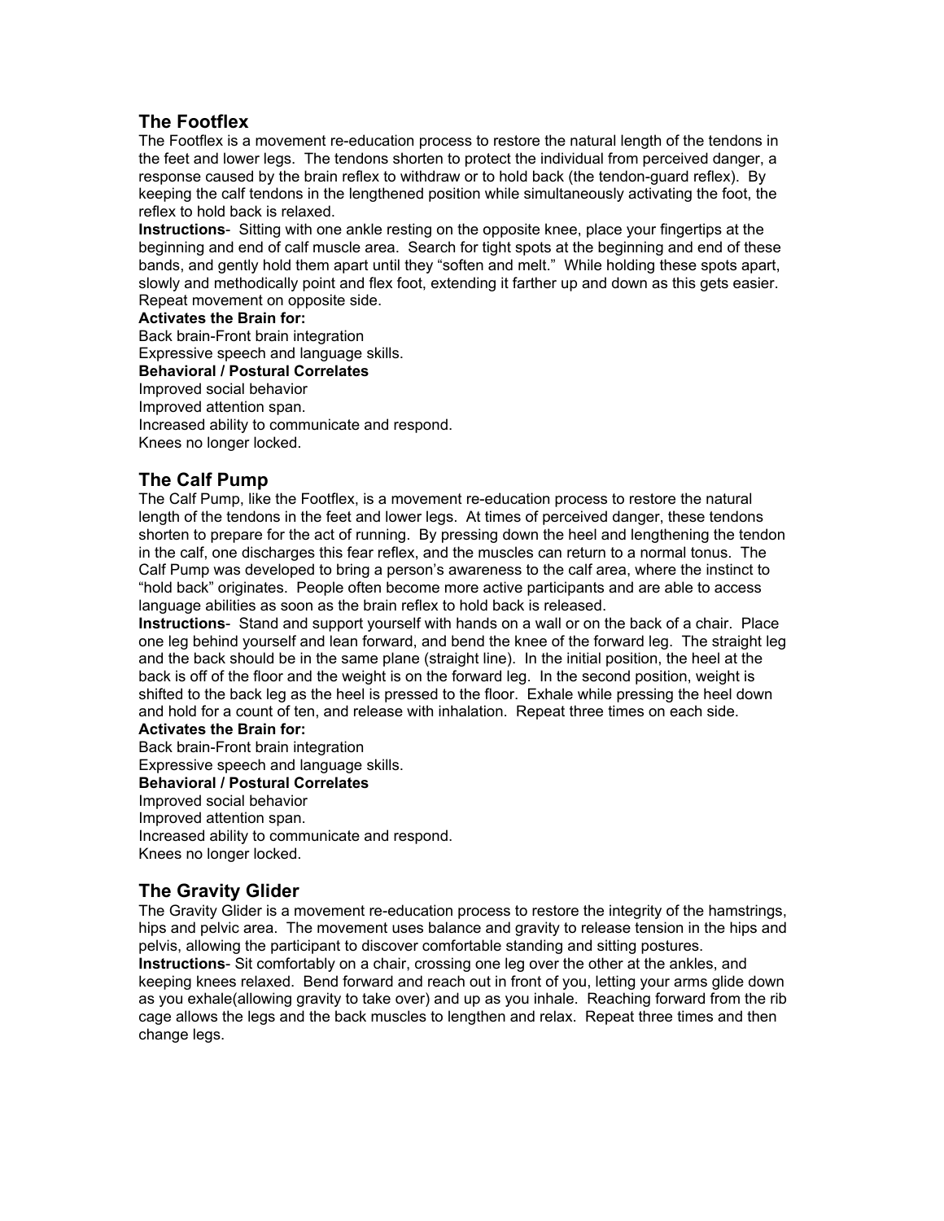## The Footflex

The Footflex is a movement re-education process to restore the natural length of the tendons in the feet and lower legs. The tendons shorten to protect the individual from perceived danger, a response caused by the brain reflex to withdraw or to hold back (the tendon-guard reflex). By keeping the calf tendons in the lengthened position while simultaneously activating the foot, the reflex to hold back is relaxed.

**Instructions**- Sitting with one ankle resting on the opposite knee, place your fingertips at the beginning and end of calf muscle area. Search for tight spots at the beginning and end of these bands, and gently hold them apart until they "soften and melt." While holding these spots apart, slowly and methodically point and flex foot, extending it farther up and down as this gets easier. Repeat movement on opposite side.

**Activates the Brain for:**

Back brain-Front brain integration
Expressive speech and language skills.

**Behavioral / Postural Correlates**

Improved social behavior
Improved attention span.
Increased ability to communicate and respond.
Knees no longer locked.

## The Calf Pump

The Calf Pump, like the Footflex, is a movement re-education process to restore the natural length of the tendons in the feet and lower legs. At times of perceived danger, these tendons shorten to prepare for the act of running. By pressing down the heel and lengthening the tendon in the calf, one discharges this fear reflex, and the muscles can return to a normal tonus. The Calf Pump was developed to bring a person's awareness to the calf area, where the instinct to "hold back" originates. People often become more active participants and are able to access language abilities as soon as the brain reflex to hold back is released.

**Instructions**- Stand and support yourself with hands on a wall or on the back of a chair. Place one leg behind yourself and lean forward, and bend the knee of the forward leg. The straight leg and the back should be in the same plane (straight line). In the initial position, the heel at the back is off of the floor and the weight is on the forward leg. In the second position, weight is shifted to the back leg as the heel is pressed to the floor. Exhale while pressing the heel down and hold for a count of ten, and release with inhalation. Repeat three times on each side.

**Activates the Brain for:**

Back brain-Front brain integration
Expressive speech and language skills.

**Behavioral / Postural Correlates**

Improved social behavior
Improved attention span.
Increased ability to communicate and respond.
Knees no longer locked.

## The Gravity Glider

The Gravity Glider is a movement re-education process to restore the integrity of the hamstrings, hips and pelvic area. The movement uses balance and gravity to release tension in the hips and pelvis, allowing the participant to discover comfortable standing and sitting postures.

**Instructions**- Sit comfortably on a chair, crossing one leg over the other at the ankles, and keeping knees relaxed. Bend forward and reach out in front of you, letting your arms glide down as you exhale(allowing gravity to take over) and up as you inhale. Reaching forward from the rib cage allows the legs and the back muscles to lengthen and relax. Repeat three times and then change legs.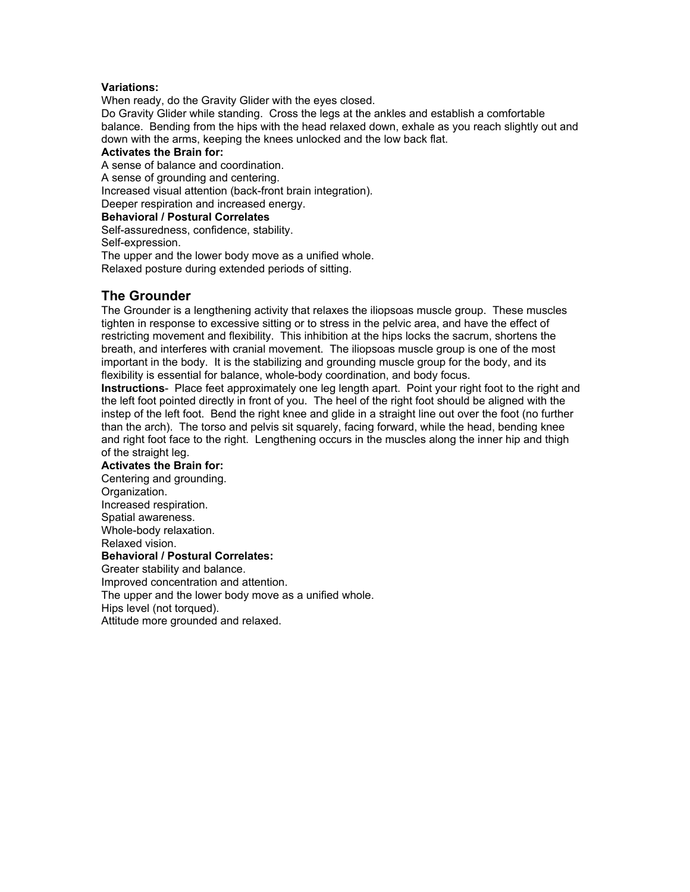**Variations:**

When ready, do the Gravity Glider with the eyes closed.

Do Gravity Glider while standing. Cross the legs at the ankles and establish a comfortable balance. Bending from the hips with the head relaxed down, exhale as you reach slightly out and down with the arms, keeping the knees unlocked and the low back flat.

**Activates the Brain for:**

A sense of balance and coordination.
A sense of grounding and centering.
Increased visual attention (back-front brain integration).
Deeper respiration and increased energy.

**Behavioral / Postural Correlates**

Self-assuredness, confidence, stability.
Self-expression.
The upper and the lower body move as a unified whole.
Relaxed posture during extended periods of sitting.

## The Grounder

The Grounder is a lengthening activity that relaxes the iliopsoas muscle group. These muscles tighten in response to excessive sitting or to stress in the pelvic area, and have the effect of restricting movement and flexibility. This inhibition at the hips locks the sacrum, shortens the breath, and interferes with cranial movement. The iliopsoas muscle group is one of the most important in the body. It is the stabilizing and grounding muscle group for the body, and its flexibility is essential for balance, whole-body coordination, and body focus.

**Instructions**- Place feet approximately one leg length apart. Point your right foot to the right and the left foot pointed directly in front of you. The heel of the right foot should be aligned with the instep of the left foot. Bend the right knee and glide in a straight line out over the foot (no further than the arch). The torso and pelvis sit squarely, facing forward, while the head, bending knee and right foot face to the right. Lengthening occurs in the muscles along the inner hip and thigh of the straight leg.

**Activates the Brain for:**

Centering and grounding.
Organization.
Increased respiration.
Spatial awareness.
Whole-body relaxation.
Relaxed vision.

**Behavioral / Postural Correlates:**

Greater stability and balance.
Improved concentration and attention.
The upper and the lower body move as a unified whole.
Hips level (not torqued).
Attitude more grounded and relaxed.